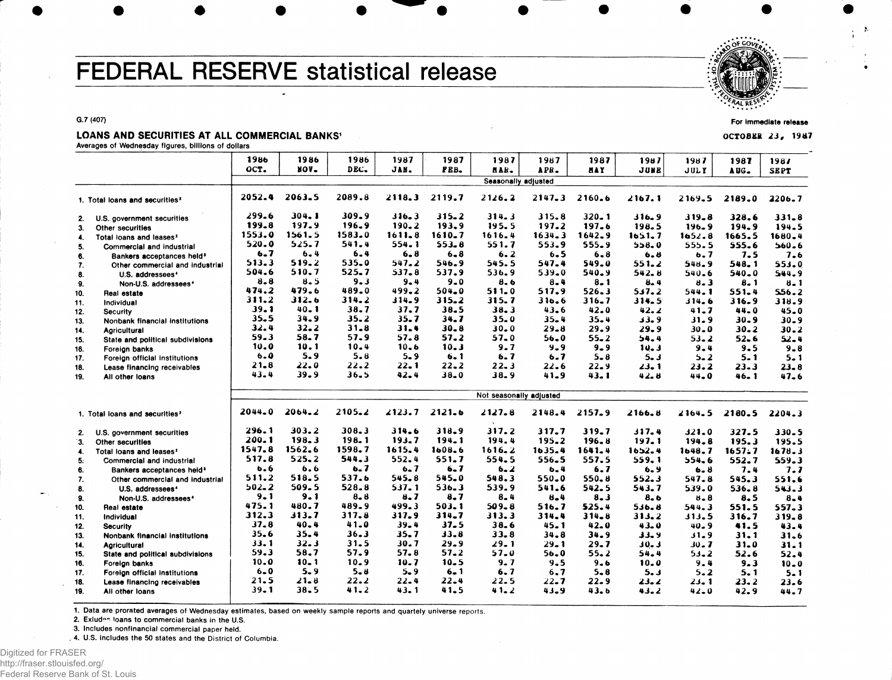# FEDERAL RESERVE statistical release

G.7 (407)

For immediate release

OCTOBER 23, 1987

## LOANS AND SECURITIES AT ALL COMMERCIAL BANKS[1]

Averages of Wednesday figures, billions of dollars

| | 1986 OCT. | 1986 NOV. | 1986 DEC. | 1987 JAN. | 1987 FEB. | 1987 MAR. | 1987 APR. | 1987 MAY | 1987 JUNE | 1987 JULY | 1987 AUG. | 1987 SEPT |
|---|---|---|---|---|---|---|---|---|---|---|---|---|
| | | | | | | Seasonally adjusted | | | | | | |
| 1. Total loans and securities[2] | 2052.4 | 2063.5 | 2089.8 | 2118.3 | 2119.7 | 2126.2 | 2147.3 | 2160.6 | 2167.1 | 2169.5 | 2189.0 | 2206.7 |
| 2. U.S. government securities | 299.6 | 304.1 | 309.9 | 316.3 | 315.2 | 314.3 | 315.8 | 320.1 | 316.9 | 319.8 | 328.6 | 331.8 |
| 3. Other securities | 199.8 | 197.9 | 196.9 | 190.2 | 193.9 | 195.5 | 197.2 | 197.6 | 198.5 | 196.9 | 194.9 | 194.5 |
| 4. Total loans and leases[2] | 1553.0 | 1561.5 | 1583.0 | 1611.8 | 1610.7 | 1616.4 | 1634.3 | 1642.9 | 1651.7 | 1652.8 | 1665.5 | 1680.4 |
| 5. Commercial and industrial | 520.0 | 525.7 | 541.4 | 554.1 | 553.8 | 551.7 | 553.9 | 555.9 | 558.0 | 555.5 | 555.6 | 560.6 |
| 6. Bankers acceptances held[3] | 6.7 | 6.4 | 6.4 | 6.8 | 6.8 | 6.2 | 6.5 | 6.8 | 6.8 | 6.7 | 7.5 | 7.6 |
| 7. Other commercial and industrial | 513.3 | 519.2 | 535.0 | 547.2 | 546.9 | 545.5 | 547.4 | 549.0 | 551.2 | 548.9 | 548.1 | 553.0 |
| 8. U.S. addressees[4] | 504.6 | 510.7 | 525.7 | 537.8 | 537.9 | 536.9 | 539.0 | 540.9 | 542.8 | 540.6 | 540.0 | 544.9 |
| 9. Non-U.S. addressees[4] | 8.8 | 8.5 | 9.3 | 9.4 | 9.0 | 8.6 | 8.4 | 8.1 | 8.4 | 8.3 | 8.1 | 8.1 |
| 10. Real estate | 474.2 | 479.6 | 489.0 | 499.2 | 504.0 | 511.0 | 517.9 | 526.3 | 537.2 | 544.1 | 551.4 | 556.2 |
| 11. Individual | 311.2 | 312.6 | 314.2 | 314.9 | 315.2 | 315.7 | 316.6 | 316.7 | 314.5 | 314.6 | 316.9 | 318.9 |
| 12. Security | 39.1 | 40.1 | 38.7 | 37.7 | 38.5 | 38.3 | 43.6 | 42.0 | 42.2 | 41.7 | 44.0 | 45.0 |
| 13. Nonbank financial institutions | 35.5 | 34.9 | 35.2 | 35.7 | 34.7 | 35.0 | 35.4 | 35.4 | 33.9 | 31.9 | 30.9 | 30.9 |
| 14. Agricultural | 32.4 | 32.2 | 31.8 | 31.4 | 30.8 | 30.0 | 29.8 | 29.9 | 29.9 | 30.0 | 30.2 | 30.2 |
| 15. State and political subdivisions | 59.3 | 58.7 | 57.9 | 57.8 | 57.2 | 57.0 | 56.0 | 55.2 | 54.4 | 53.2 | 52.6 | 52.4 |
| 16. Foreign banks | 10.0 | 10.1 | 10.4 | 10.6 | 10.3 | 9.7 | 9.9 | 9.9 | 10.3 | 9.4 | 9.5 | 9.8 |
| 17. Foreign official institutions | 6.0 | 5.9 | 5.8 | 5.9 | 6.1 | 6.7 | 6.7 | 5.8 | 5.3 | 5.2 | 5.1 | 5.1 |
| 18. Lease financing receivables | 21.8 | 22.0 | 22.2 | 22.1 | 22.2 | 22.3 | 22.6 | 22.9 | 23.1 | 23.2 | 23.3 | 23.8 |
| 19. All other loans | 43.4 | 39.9 | 36.5 | 42.4 | 38.0 | 38.9 | 41.9 | 43.1 | 42.8 | 44.0 | 46.1 | 47.6 |
| | | | | | | Not seasonally adjusted | | | | | | |
| 1. Total loans and securities[2] | 2044.0 | 2064.2 | 2105.2 | 2123.7 | 2121.6 | 2127.8 | 2148.4 | 2157.9 | 2166.8 | 2164.5 | 2180.5 | 2204.3 |
| 2. U.S. government securities | 296.1 | 303.2 | 308.3 | 314.6 | 318.9 | 317.2 | 317.7 | 319.7 | 317.4 | 321.0 | 327.5 | 330.5 |
| 3. Other securities | 200.1 | 198.3 | 198.1 | 193.7 | 194.1 | 194.4 | 195.2 | 196.8 | 197.1 | 194.8 | 195.3 | 195.5 |
| 4. Total loans and leases[2] | 1547.8 | 1562.6 | 1598.7 | 1615.4 | 1608.6 | 1616.2 | 1635.4 | 1641.4 | 1652.4 | 1648.7 | 1657.7 | 1678.3 |
| 5. Commercial and industrial | 517.8 | 525.2 | 544.3 | 552.4 | 551.7 | 554.5 | 556.5 | 557.5 | 559.1 | 554.6 | 552.7 | 559.3 |
| 6. Bankers acceptances held[3] | 6.6 | 6.6 | 6.7 | 6.7 | 6.7 | 6.2 | 6.4 | 6.7 | 6.9 | 6.8 | 7.4 | 7.7 |
| 7. Other commercial and industrial | 511.2 | 518.5 | 537.6 | 545.8 | 545.0 | 548.3 | 550.0 | 550.8 | 552.3 | 547.8 | 545.3 | 551.6 |
| 8. U.S. addressees[4] | 502.2 | 509.5 | 528.8 | 537.1 | 536.3 | 539.9 | 541.6 | 542.5 | 543.7 | 539.0 | 536.8 | 543.3 |
| 9. Non-U.S. addressees[4] | 9.1 | 9.1 | 8.8 | 8.7 | 8.7 | 8.4 | 8.4 | 8.3 | 8.6 | 8.8 | 8.5 | 8.4 |
| 10. Real estate | 475.1 | 480.7 | 489.9 | 499.3 | 503.1 | 509.8 | 516.7 | 525.4 | 536.8 | 544.3 | 551.5 | 557.3 |
| 11. Individual | 312.3 | 313.7 | 317.8 | 317.9 | 314.7 | 313.3 | 314.4 | 314.8 | 313.2 | 313.5 | 316.7 | 319.8 |
| 12. Security | 37.8 | 40.4 | 41.0 | 39.4 | 37.5 | 38.6 | 45.1 | 42.0 | 43.0 | 40.9 | 41.5 | 43.4 |
| 13. Nonbank financial institutions | 35.6 | 35.4 | 36.3 | 35.7 | 33.8 | 33.8 | 34.8 | 34.9 | 33.9 | 31.9 | 31.1 | 31.6 |
| 14. Agricultural | 33.1 | 32.3 | 31.5 | 30.7 | 29.9 | 29.1 | 29.1 | 29.7 | 30.3 | 30.7 | 31.0 | 31.1 |
| 15. State and political subdivisions | 59.3 | 58.7 | 57.9 | 57.8 | 57.2 | 57.0 | 56.0 | 55.2 | 54.4 | 53.2 | 52.6 | 52.4 |
| 16. Foreign banks | 10.0 | 10.1 | 10.9 | 10.7 | 10.5 | 9.7 | 9.5 | 9.6 | 10.0 | 9.4 | 9.3 | 10.0 |
| 17. Foreign official institutions | 6.0 | 5.9 | 5.8 | 5.9 | 6.1 | 6.7 | 6.7 | 5.8 | 5.3 | 5.2 | 5.1 | 5.1 |
| 18. Lease financing receivables | 21.5 | 21.8 | 22.2 | 22.4 | 22.4 | 22.5 | 22.7 | 22.9 | 23.2 | 23.1 | 23.2 | 23.6 |
| 19. All other loans | 39.1 | 38.5 | 41.2 | 43.1 | 41.5 | 41.2 | 43.9 | 43.6 | 43.2 | 42.0 | 42.9 | 44.7 |

1. Data are prorated averages of Wednesday estimates, based on weekly sample reports and quartely universe reports.
2. Excludes loans to commercial banks in the U.S.
3. Includes nonfinancial commercial paper held.
4. U.S. includes the 50 states and the District of Columbia.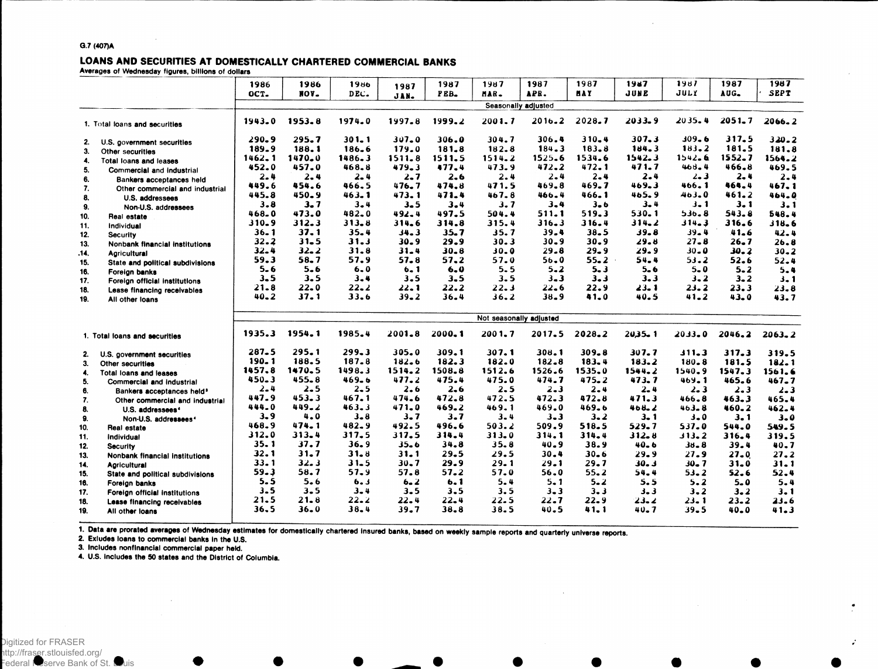G.7 (407)A

# LOANS AND SECURITIES AT DOMESTICALLY CHARTERED COMMERCIAL BANKS

Averages of Wednesday figures, billions of dollars

| | 1986 OCT. | 1986 NOV. | 1986 DEC. | 1987 JAN. | 1987 FEB. | 1987 MAR. | 1987 APR. | 1987 MAY | 1987 JUNE | 1987 JULY | 1987 AUG. | 1987 SEPT |
|---|---|---|---|---|---|---|---|---|---|---|---|---|
| | | | | | | Seasonally adjusted | | | | | | |
| 1. Total loans and securities | 1943.0 | 1953.8 | 1974.0 | 1997.8 | 1999.2 | 2001.7 | 2016.2 | 2028.7 | 2033.9 | 2035.4 | 2051.7 | 2066.2 |
| 2. U.S. government securities | 290.9 | 295.7 | 301.1 | 307.0 | 306.0 | 304.7 | 306.4 | 310.4 | 307.3 | 309.6 | 317.5 | 320.2 |
| 3. Other securities | 189.9 | 188.1 | 186.6 | 179.0 | 181.8 | 182.8 | 184.3 | 183.8 | 184.3 | 183.2 | 181.5 | 181.8 |
| 4. Total loans and leases | 1462.1 | 1470.0 | 1486.3 | 1511.8 | 1511.5 | 1514.2 | 1525.6 | 1534.6 | 1542.3 | 1542.6 | 1552.7 | 1564.2 |
| 5. Commercial and industrial | 452.0 | 457.0 | 468.8 | 479.3 | 477.4 | 473.9 | 472.2 | 472.1 | 471.7 | 468.4 | 466.8 | 469.5 |
| 6. Bankers acceptances held | 2.4 | 2.4 | 2.4 | 2.7 | 2.6 | 2.4 | 2.4 | 2.4 | 2.4 | 2.3 | 2.4 | 2.4 |
| 7. Other commercial and industrial | 449.6 | 454.6 | 466.5 | 476.7 | 474.8 | 471.5 | 469.8 | 469.7 | 469.3 | 466.1 | 464.4 | 467.1 |
| 8. U.S. addressees | 445.8 | 450.9 | 463.1 | 473.1 | 471.4 | 467.8 | 466.4 | 466.1 | 465.9 | 463.0 | 461.2 | 464.0 |
| 9. Non-U.S. addressees | 3.8 | 3.7 | 3.4 | 3.5 | 3.4 | 3.7 | 3.4 | 3.6 | 3.4 | 3.1 | 3.1 | 3.1 |
| 10. Real estate | 468.0 | 473.0 | 482.0 | 492.4 | 497.5 | 504.4 | 511.1 | 519.3 | 530.1 | 536.8 | 543.8 | 548.4 |
| 11. Individual | 310.9 | 312.3 | 313.8 | 314.6 | 314.8 | 315.4 | 316.3 | 316.4 | 314.2 | 314.3 | 316.6 | 318.6 |
| 12. Security | 36.1 | 37.1 | 35.4 | 34.3 | 35.7 | 35.7 | 39.4 | 38.5 | 39.8 | 39.4 | 41.6 | 42.4 |
| 13. Nonbank financial institutions | 32.2 | 31.5 | 31.3 | 30.9 | 29.9 | 30.3 | 30.9 | 30.9 | 29.8 | 27.8 | 26.7 | 26.8 |
| 14. Agricultural | 32.4 | 32.2 | 31.8 | 31.4 | 30.8 | 30.0 | 29.8 | 29.9 | 29.9 | 30.0 | 30.2 | 30.2 |
| 15. State and political subdivisions | 59.3 | 58.7 | 57.9 | 57.8 | 57.2 | 57.0 | 56.0 | 55.2 | 54.4 | 53.2 | 52.6 | 52.4 |
| 16. Foreign banks | 5.6 | 5.6 | 6.0 | 6.1 | 6.0 | 5.5 | 5.2 | 5.3 | 5.6 | 5.0 | 5.2 | 5.4 |
| 17. Foreign official institutions | 3.5 | 3.5 | 3.4 | 3.5 | 3.5 | 3.5 | 3.3 | 3.3 | 3.3 | 3.2 | 3.2 | 3.1 |
| 18. Lease financing receivables | 21.8 | 22.0 | 22.2 | 22.1 | 22.2 | 22.3 | 22.6 | 22.9 | 23.1 | 23.2 | 23.3 | 23.8 |
| 19. All other loans | 40.2 | 37.1 | 33.6 | 39.2 | 36.4 | 36.2 | 38.9 | 41.0 | 40.5 | 41.2 | 43.0 | 43.7 |
| | | | | | | Not seasonally adjusted | | | | | | |
| 1. Total loans and securities | 1935.3 | 1954.1 | 1985.4 | 2001.8 | 2000.1 | 2001.7 | 2017.5 | 2028.2 | 2035.1 | 2033.0 | 2046.2 | 2063.2 |
| 2. U.S. government securities | 287.5 | 295.1 | 299.3 | 305.0 | 309.1 | 307.1 | 308.1 | 309.8 | 307.7 | 311.3 | 317.3 | 319.5 |
| 3. Other securities | 190.1 | 188.5 | 187.8 | 182.6 | 182.3 | 182.0 | 182.8 | 183.4 | 183.2 | 180.8 | 181.5 | 182.1 |
| 4. Total loans and leases | 1457.8 | 1470.5 | 1498.3 | 1514.2 | 1508.8 | 1512.6 | 1526.6 | 1535.0 | 1544.2 | 1540.9 | 1547.3 | 1561.6 |
| 5. Commercial and industrial | 450.3 | 455.8 | 469.6 | 477.2 | 475.4 | 475.0 | 474.7 | 475.2 | 473.7 | 469.1 | 465.6 | 467.7 |
| 6. Bankers acceptances held[3] | 2.4 | 2.5 | 2.5 | 2.6 | 2.6 | 2.5 | 2.3 | 2.4 | 2.4 | 2.3 | 2.3 | 2.3 |
| 7. Other commercial and industrial | 447.9 | 453.3 | 467.1 | 474.6 | 472.8 | 472.5 | 472.3 | 472.8 | 471.3 | 466.8 | 463.3 | 465.4 |
| 8. U.S. addressees[4] | 444.0 | 449.2 | 463.3 | 471.0 | 469.2 | 469.1 | 469.0 | 469.6 | 468.2 | 463.8 | 460.2 | 462.4 |
| 9. Non-U.S. addressees[4] | 3.9 | 4.0 | 3.8 | 3.7 | 3.7 | 3.4 | 3.3 | 3.2 | 3.1 | 3.0 | 3.1 | 3.0 |
| 10. Real estate | 468.9 | 474.1 | 482.9 | 492.5 | 496.6 | 503.2 | 509.9 | 518.5 | 529.7 | 537.0 | 544.0 | 549.5 |
| 11. Individual | 312.0 | 313.4 | 317.5 | 317.5 | 314.4 | 313.0 | 314.1 | 314.4 | 312.8 | 313.2 | 316.4 | 319.5 |
| 12. Security | 35.1 | 37.7 | 36.9 | 35.6 | 34.8 | 35.8 | 40.9 | 38.9 | 40.6 | 38.8 | 39.4 | 40.7 |
| 13. Nonbank financial institutions | 32.1 | 31.7 | 31.8 | 31.1 | 29.5 | 29.5 | 30.4 | 30.6 | 29.9 | 27.9 | 27.0 | 27.2 |
| 14. Agricultural | 33.1 | 32.3 | 31.5 | 30.7 | 29.9 | 29.1 | 29.1 | 29.7 | 30.3 | 30.7 | 31.0 | 31.1 |
| 15. State and political subdivisions | 59.3 | 58.7 | 57.9 | 57.8 | 57.2 | 57.0 | 56.0 | 55.2 | 54.4 | 53.2 | 52.6 | 52.4 |
| 16. Foreign banks | 5.5 | 5.6 | 6.3 | 6.2 | 6.1 | 5.4 | 5.1 | 5.2 | 5.5 | 5.2 | 5.0 | 5.4 |
| 17. Foreign official institutions | 3.5 | 3.5 | 3.4 | 3.5 | 3.5 | 3.5 | 3.3 | 3.3 | 3.3 | 3.2 | 3.2 | 3.1 |
| 18. Lease financing receivables | 21.5 | 21.8 | 22.2 | 22.4 | 22.4 | 22.5 | 22.7 | 22.9 | 23.2 | 23.1 | 23.2 | 23.6 |
| 19. All other loans | 36.5 | 36.0 | 38.4 | 39.7 | 38.8 | 38.5 | 40.5 | 41.1 | 40.7 | 39.5 | 40.0 | 41.3 |

1. Data are prorated averages of Wednesday estimates for domestically chartered insured banks, based on weekly sample reports and quarterly universe reports.
2. Exludes loans to commercial banks in the U.S.
3. Includes nonfinancial commercial paper held.
4. U.S. includes the 50 states and the District of Columbia.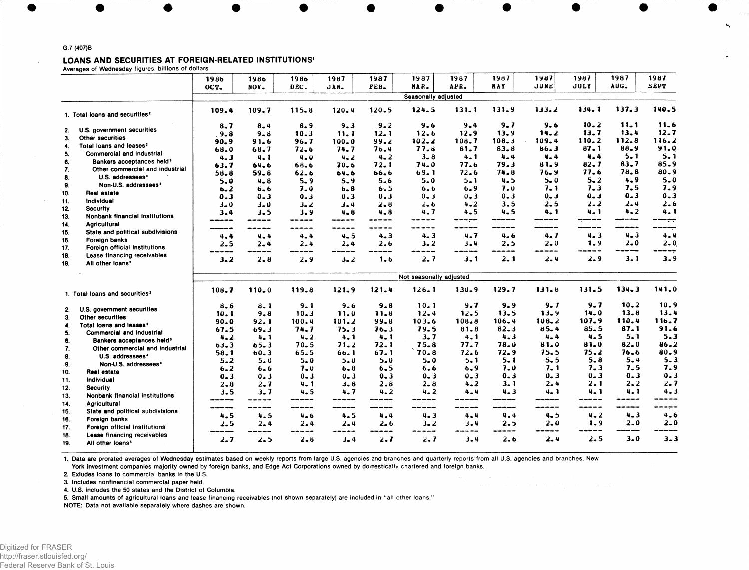G.7 (407)B

## LOANS AND SECURITIES AT FOREIGN-RELATED INSTITUTIONS[1]

Averages of Wednesday figures, billions of dollars

| | 1986 OCT. | 1986 NOV. | 1986 DEC. | 1987 JAN. | 1987 FEB. | 1987 MAR. | 1987 APR. | 1987 MAY | 1987 JUNE | 1987 JULY | 1987 AUG. | 1987 SEPT |
|---|---|---|---|---|---|---|---|---|---|---|---|---|
| **Seasonally adjusted** | | | | | | | | | | | | |
| 1. Total loans and securities[2] | 109.4 | 109.7 | 115.8 | 120.4 | 120.5 | 124.5 | 131.1 | 131.9 | 133.2 | 134.1 | 137.3 | 140.5 |
| 2. U.S. government securities | 8.7 | 8.4 | 8.9 | 9.3 | 9.2 | 9.6 | 9.4 | 9.7 | 9.6 | 10.2 | 11.1 | 11.6 |
| 3. Other securities | 9.8 | 9.8 | 10.3 | 11.1 | 12.1 | 12.6 | 12.9 | 13.9 | 14.2 | 13.7 | 13.4 | 12.7 |
| 4. Total loans and leases[2] | 90.9 | 91.6 | 96.7 | 100.0 | 99.2 | 102.2 | 108.7 | 108.3 | 109.4 | 110.2 | 112.8 | 116.2 |
| 5. Commercial and industrial | 68.0 | 68.7 | 72.6 | 74.7 | 76.4 | 77.8 | 81.7 | 83.8 | 86.3 | 87.1 | 88.9 | 91.0 |
| 6. Bankers acceptances held[3] | 4.3 | 4.1 | 4.0 | 4.2 | 4.2 | 3.8 | 4.1 | 4.4 | 4.4 | 4.4 | 5.1 | 5.1 |
| 7. Other commercial and industrial | 63.7 | 64.6 | 68.6 | 70.6 | 72.1 | 74.0 | 77.6 | 79.3 | 81.9 | 82.7 | 83.7 | 85.9 |
| 8. U.S. addressees[4] | 58.8 | 59.8 | 62.6 | 64.6 | 66.6 | 69.1 | 72.6 | 74.8 | 76.9 | 77.6 | 78.8 | 80.9 |
| 9. Non-U.S. addressees[4] | 5.0 | 4.8 | 5.9 | 5.9 | 5.6 | 5.0 | 5.1 | 4.5 | 5.0 | 5.2 | 4.9 | 5.0 |
| 10. Real estate | 6.2 | 6.6 | 7.0 | 6.8 | 6.5 | 6.6 | 6.9 | 7.0 | 7.1 | 7.3 | 7.5 | 7.9 |
| 11. Individual | 0.3 | 0.3 | 0.3 | 0.3 | 0.3 | 0.3 | 0.3 | 0.3 | 0.3 | 0.3 | 0.3 | 0.3 |
| 12. Security | 3.0 | 3.0 | 3.2 | 3.4 | 2.8 | 2.6 | 4.2 | 3.5 | 2.5 | 2.2 | 2.4 | 2.6 |
| 13. Nonbank financial institutions | 3.4 | 3.5 | 3.9 | 4.8 | 4.8 | 4.7 | 4.5 | 4.5 | 4.1 | 4.1 | 4.2 | 4.1 |
| 14. Agricultural | ----- | ----- | ----- | ----- | ----- | ----- | ----- | ----- | ----- | ----- | ----- | ----- |
| 15. State and political subdivisions | ----- | ----- | ----- | ----- | ----- | ----- | ----- | ----- | ----- | ----- | ----- | ----- |
| 16. Foreign banks | 4.4 | 4.4 | 4.4 | 4.5 | 4.3 | 4.3 | 4.7 | 4.6 | 4.7 | 4.3 | 4.3 | 4.4 |
| 17. Foreign official institutions | 2.5 | 2.4 | 2.4 | 2.4 | 2.6 | 3.2 | 3.4 | 2.5 | 2.0 | 1.9 | 2.0 | 2.0 |
| 18. Lease financing receivables | ----- | ----- | ----- | ----- | ----- | ----- | ----- | ----- | ----- | ----- | ----- | ----- |
| 19. All other loans[5] | 3.2 | 2.8 | 2.9 | 3.2 | 1.6 | 2.7 | 3.1 | 2.1 | 2.4 | 2.9 | 3.1 | 3.9 |
| **Not seasonally adjusted** | | | | | | | | | | | | |
| 1. Total loans and securities[2] | 108.7 | 110.0 | 119.8 | 121.9 | 121.4 | 126.1 | 130.9 | 129.7 | 131.8 | 131.5 | 134.3 | 141.0 |
| 2. U.S. government securities | 8.6 | 8.1 | 9.1 | 9.6 | 9.8 | 10.1 | 9.7 | 9.9 | 9.7 | 9.7 | 10.2 | 10.9 |
| 3. Other securities | 10.1 | 9.8 | 10.3 | 11.0 | 11.8 | 12.4 | 12.5 | 13.5 | 13.9 | 14.0 | 13.8 | 13.4 |
| 4. Total loans and leases[2] | 90.0 | 92.1 | 100.4 | 101.2 | 99.8 | 103.6 | 108.8 | 106.4 | 108.2 | 107.9 | 110.4 | 116.7 |
| 5. Commercial and industrial | 67.5 | 69.3 | 74.7 | 75.3 | 76.3 | 79.5 | 81.8 | 82.3 | 85.4 | 85.5 | 87.1 | 91.6 |
| 6. Bankers acceptances held[3] | 4.2 | 4.1 | 4.2 | 4.1 | 4.1 | 3.7 | 4.1 | 4.3 | 4.4 | 4.5 | 5.1 | 5.3 |
| 7. Other commercial and industrial | 63.3 | 65.3 | 70.5 | 71.2 | 72.1 | 75.8 | 77.7 | 78.0 | 81.0 | 81.0 | 82.0 | 86.2 |
| 8. U.S. addressees[4] | 58.1 | 60.3 | 65.5 | 66.1 | 67.1 | 70.8 | 72.6 | 72.9 | 75.5 | 75.2 | 76.6 | 80.9 |
| 9. Non-U.S. addressees[4] | 5.2 | 5.0 | 5.0 | 5.0 | 5.0 | 5.0 | 5.1 | 5.1 | 5.5 | 5.8 | 5.4 | 5.3 |
| 10. Real estate | 6.2 | 6.6 | 7.0 | 6.8 | 6.5 | 6.6 | 6.9 | 7.0 | 7.1 | 7.3 | 7.5 | 7.9 |
| 11. Individual | 0.3 | 0.3 | 0.3 | 0.3 | 0.3 | 0.3 | 0.3 | 0.3 | 0.3 | 0.3 | 0.3 | 0.3 |
| 12. Security | 2.8 | 2.7 | 4.1 | 3.8 | 2.8 | 2.8 | 4.2 | 3.1 | 2.4 | 2.1 | 2.2 | 2.7 |
| 13. Nonbank financial institutions | 3.5 | 3.7 | 4.5 | 4.7 | 4.2 | 4.2 | 4.4 | 4.3 | 4.1 | 4.1 | 4.1 | 4.3 |
| 14. Agricultural | ----- | ----- | ----- | ----- | ----- | ----- | ----- | ----- | ----- | ----- | ----- | ----- |
| 15. State and political subdivisions | ----- | ----- | ----- | ----- | ----- | ----- | ----- | ----- | ----- | ----- | ----- | ----- |
| 16. Foreign banks | 4.5 | 4.5 | 4.6 | 4.5 | 4.4 | 4.3 | 4.4 | 4.4 | 4.5 | 4.2 | 4.3 | 4.6 |
| 17. Foreign official institutions | 2.5 | 2.4 | 2.4 | 2.4 | 2.6 | 3.2 | 3.4 | 2.5 | 2.0 | 1.9 | 2.0 | 2.0 |
| 18. Lease financing receivables | ----- | ----- | ----- | ----- | ----- | ----- | ----- | ----- | ----- | ----- | ----- | ----- |
| 19. All other loans[5] | 2.7 | 2.5 | 2.8 | 3.4 | 2.7 | 2.7 | 3.4 | 2.6 | 2.4 | 2.5 | 3.0 | 3.3 |

1. Data are prorated averages of Wednesday estimates based on weekly reports from large U.S. agencies and branches and quarterly reports from all U.S. agencies and branches, New York investment companies majority owned by foreign banks, and Edge Act Corporations owned by domestically chartered and foreign banks.
2. Exludes loans to commercial banks in the U.S.
3. Includes nonfinancial commercial paper held.
4. U.S. includes the 50 states and the District of Columbia.
5. Small amounts of agricultural loans and lease financing receivables (not shown separately) are included in "all other loans."

NOTE: Data not available separately where dashes are shown.